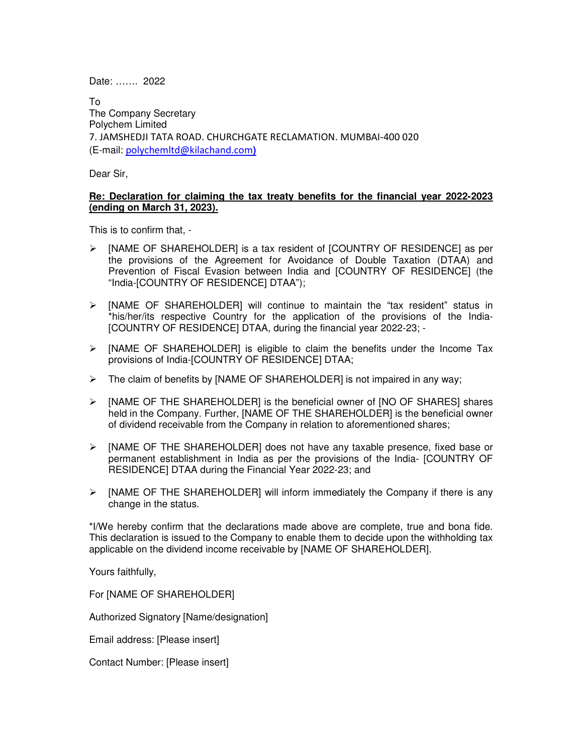Date: ……. 2022

To
The Company Secretary
Polychem Limited
7. JAMSHEDJI TATA ROAD. CHURCHGATE RECLAMATION. MUMBAI-400 020
(E-mail: polychemltd@kilachand.com)

Dear Sir,

**Re: Declaration for claiming the tax treaty benefits for the financial year 2022-2023 (ending on March 31, 2023).**

This is to confirm that, -

- [NAME OF SHAREHOLDER] is a tax resident of [COUNTRY OF RESIDENCE] as per the provisions of the Agreement for Avoidance of Double Taxation (DTAA) and Prevention of Fiscal Evasion between India and [COUNTRY OF RESIDENCE] (the "India-[COUNTRY OF RESIDENCE] DTAA");

- [NAME OF SHAREHOLDER] will continue to maintain the "tax resident" status in *his/her/its respective Country for the application of the provisions of the India-[COUNTRY OF RESIDENCE] DTAA, during the financial year 2022-23; -

- [NAME OF SHAREHOLDER] is eligible to claim the benefits under the Income Tax provisions of India-[COUNTRY OF RESIDENCE] DTAA;

- The claim of benefits by [NAME OF SHAREHOLDER] is not impaired in any way;

- [NAME OF THE SHAREHOLDER] is the beneficial owner of [NO OF SHARES] shares held in the Company. Further, [NAME OF THE SHAREHOLDER] is the beneficial owner of dividend receivable from the Company in relation to aforementioned shares;

- [NAME OF THE SHAREHOLDER] does not have any taxable presence, fixed base or permanent establishment in India as per the provisions of the India- [COUNTRY OF RESIDENCE] DTAA during the Financial Year 2022-23; and

- [NAME OF THE SHAREHOLDER] will inform immediately the Company if there is any change in the status.

*I/We hereby confirm that the declarations made above are complete, true and bona fide. This declaration is issued to the Company to enable them to decide upon the withholding tax applicable on the dividend income receivable by [NAME OF SHAREHOLDER].

Yours faithfully,

For [NAME OF SHAREHOLDER]

Authorized Signatory [Name/designation]

Email address: [Please insert]

Contact Number: [Please insert]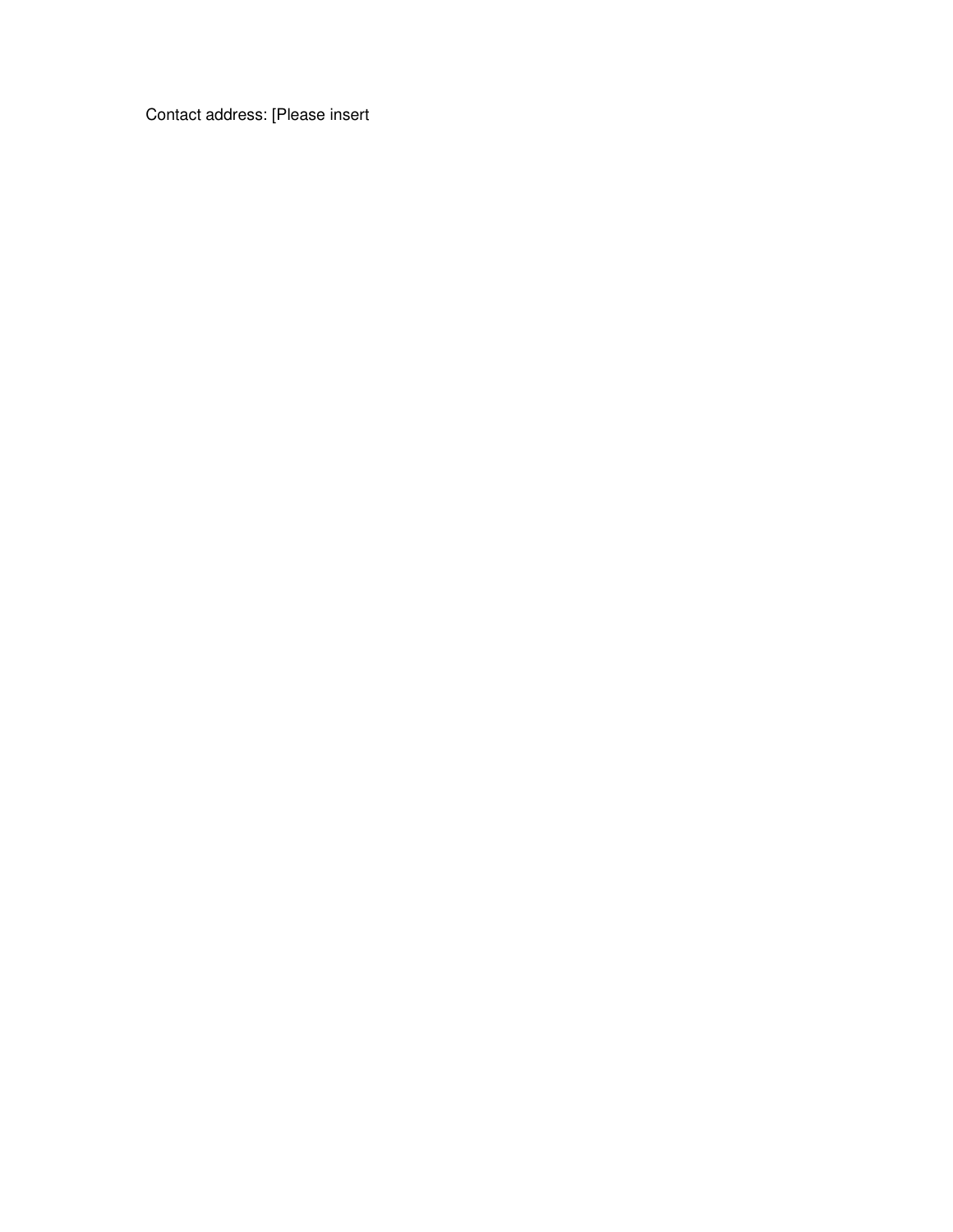Contact address: [Please insert